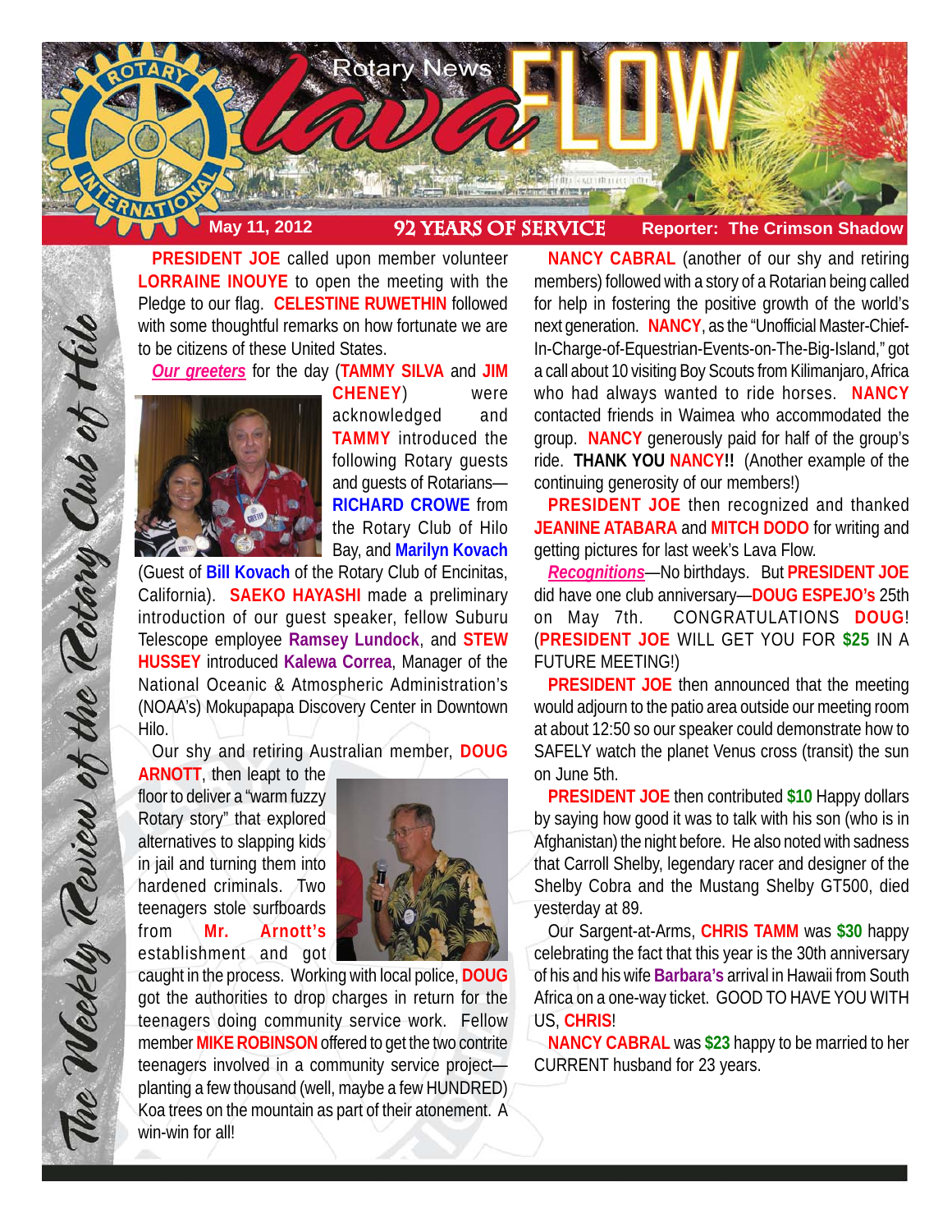# Rotary News lava FLOW

**May 11, 2012** | **92 YEARS OF SERVICE** | **Reporter: The Crimson Shadow**

*The Weekly Review of the Rotary Club of Hilo*

**PRESIDENT JOE** called upon member volunteer **LORRAINE INOUYE** to open the meeting with the Pledge to our flag. **CELESTINE RUWETHIN** followed with some thoughtful remarks on how fortunate we are to be citizens of these United States.

***Our greeters*** for the day (**TAMMY SILVA** and **JIM CHENEY**) were acknowledged and **TAMMY** introduced the following Rotary guests and guests of Rotarians—**RICHARD CROWE** from the Rotary Club of Hilo Bay, and **Marilyn Kovach** (Guest of **Bill Kovach** of the Rotary Club of Encinitas, California). **SAEKO HAYASHI** made a preliminary introduction of our guest speaker, fellow Suburu Telescope employee **Ramsey Lundock**, and **STEW HUSSEY** introduced **Kalewa Correa**, Manager of the National Oceanic & Atmospheric Administration's (NOAA's) Mokupapapa Discovery Center in Downtown Hilo.

Our shy and retiring Australian member, **DOUG ARNOTT**, then leapt to the floor to deliver a "warm fuzzy Rotary story" that explored alternatives to slapping kids in jail and turning them into hardened criminals. Two teenagers stole surfboards from **Mr. Arnott's** establishment and got caught in the process. Working with local police, **DOUG** got the authorities to drop charges in return for the teenagers doing community service work. Fellow member **MIKE ROBINSON** offered to get the two contrite teenagers involved in a community service project—planting a few thousand (well, maybe a few HUNDRED) Koa trees on the mountain as part of their atonement. A win-win for all!

**NANCY CABRAL** (another of our shy and retiring members) followed with a story of a Rotarian being called for help in fostering the positive growth of the world's next generation. **NANCY**, as the "Unofficial Master-Chief-In-Charge-of-Equestrian-Events-on-The-Big-Island," got a call about 10 visiting Boy Scouts from Kilimanjaro, Africa who had always wanted to ride horses. **NANCY** contacted friends in Waimea who accommodated the group. **NANCY** generously paid for half of the group's ride. **THANK YOU NANCY!!** (Another example of the continuing generosity of our members!)

**PRESIDENT JOE** then recognized and thanked **JEANINE ATABARA** and **MITCH DODO** for writing and getting pictures for last week's Lava Flow.

***Recognitions***—No birthdays. But **PRESIDENT JOE** did have one club anniversary—**DOUG ESPEJO's** 25th on May 7th. CONGRATULATIONS **DOUG**! (**PRESIDENT JOE** WILL GET YOU FOR **$25** IN A FUTURE MEETING!)

**PRESIDENT JOE** then announced that the meeting would adjourn to the patio area outside our meeting room at about 12:50 so our speaker could demonstrate how to SAFELY watch the planet Venus cross (transit) the sun on June 5th.

**PRESIDENT JOE** then contributed **$10** Happy dollars by saying how good it was to talk with his son (who is in Afghanistan) the night before. He also noted with sadness that Carroll Shelby, legendary racer and designer of the Shelby Cobra and the Mustang Shelby GT500, died yesterday at 89.

Our Sargent-at-Arms, **CHRIS TAMM** was **$30** happy celebrating the fact that this year is the 30th anniversary of his and his wife **Barbara's** arrival in Hawaii from South Africa on a one-way ticket. GOOD TO HAVE YOU WITH US, **CHRIS**!

**NANCY CABRAL** was **$23** happy to be married to her CURRENT husband for 23 years.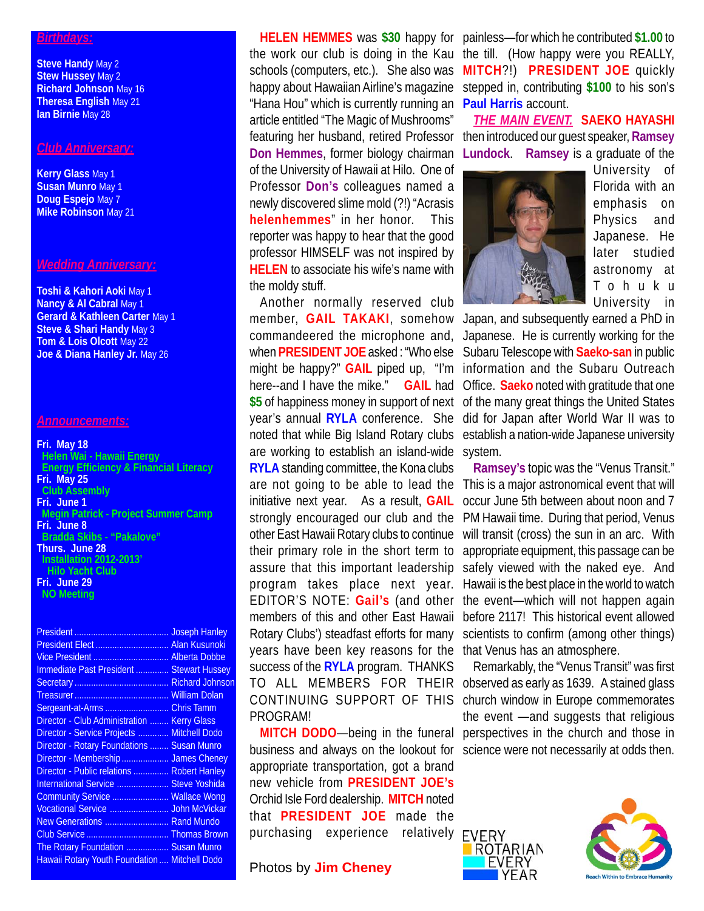## *Birthdays:*

**Steve Handy** May 2
**Stew Hussey** May 2
**Richard Johnson** May 16
**Theresa English** May 21
**Ian Birnie** May 28

## *Club Anniversary:*

**Kerry Glass** May 1
**Susan Munro** May 1
**Doug Espejo** May 7
**Mike Robinson** May 21

## *Wedding Anniversary:*

**Toshi & Kahori Aoki** May 1
**Nancy & Al Cabral** May 1
**Gerard & Kathleen Carter** May 1
**Steve & Shari Handy** May 3
**Tom & Lois Olcott** May 22
**Joe & Diana Hanley Jr.** May 26

## *Announcements:*

**Fri. May 18**
**Helen Wai - Hawaii Energy**
**Energy Efficiency & Financial Literacy**
**Fri. May 25**
**Club Assembly**
**Fri. June 1**
**Megin Patrick - Project Summer Camp**
**Fri. June 8**
**Bradda Skibs - "Pakalove"**
**Thurs. June 28**
**Installation 2012-2013'**
**Hilo Yacht Club**
**Fri. June 29**
**NO Meeting**

| | |
|---|---|
| President | Joseph Hanley |
| President Elect | Alan Kusunoki |
| Vice President | Alberta Dobbe |
| Immediate Past President | Stewart Hussey |
| Secretary | Richard Johnson |
| Treasurer | William Dolan |
| Sergeant-at-Arms | Chris Tamm |
| Director - Club Administration | Kerry Glass |
| Director - Service Projects | Mitchell Dodo |
| Director - Rotary Foundations | Susan Munro |
| Director - Membership | James Cheney |
| Director - Public relations | Robert Hanley |
| International Service | Steve Yoshida |
| Community Service | Wallace Wong |
| Vocational Service | John McVickar |
| New Generations | Rand Mundo |
| Club Service | Thomas Brown |
| The Rotary Foundation | Susan Munro |
| Hawaii Rotary Youth Foundation | Mitchell Dodo |

**HELEN HEMMES** was **$30** happy for the work our club is doing in the Kau schools (computers, etc.). She also was happy about Hawaiian Airline's magazine "Hana Hou" which is currently running an article entitled "The Magic of Mushrooms" featuring her husband, retired Professor **Don Hemmes**, former biology chairman of the University of Hawaii at Hilo. One of Professor **Don's** colleagues named a newly discovered slime mold (?!) "Acrasis **helenhemmes**" in her honor. This reporter was happy to hear that the good professor HIMSELF was not inspired by **HELEN** to associate his wife's name with the moldy stuff.

Another normally reserved club member, **GAIL TAKAKI**, somehow commandeered the microphone and, when **PRESIDENT JOE** asked : "Who else might be happy?" **GAIL** piped up, "I'm here--and I have the mike." **GAIL** had **$5** of happiness money in support of next year's annual **RYLA** conference. She noted that while Big Island Rotary clubs are working to establish an island-wide **RYLA** standing committee, the Kona clubs are not going to be able to lead the initiative next year. As a result, **GAIL** strongly encouraged our club and the other East Hawaii Rotary clubs to continue their primary role in the short term to assure that this important leadership program takes place next year. EDITOR'S NOTE: **Gail's** (and other members of this and other East Hawaii Rotary Clubs') steadfast efforts for many years have been key reasons for the success of the **RYLA** program. THANKS TO ALL MEMBERS FOR THEIR CONTINUING SUPPORT OF THIS PROGRAM!

**MITCH DODO**—being in the funeral business and always on the lookout for appropriate transportation, got a brand new vehicle from **PRESIDENT JOE's** Orchid Isle Ford dealership. **MITCH** noted that **PRESIDENT JOE** made the purchasing experience relatively painless—for which he contributed **$1.00** to the till. (How happy were you REALLY, **MITCH**?!) **PRESIDENT JOE** quickly stepped in, contributing **$100** to his son's **Paul Harris** account.

***THE MAIN EVENT.*** **SAEKO HAYASHI** then introduced our guest speaker, **Ramsey Lundock**. **Ramsey** is a graduate of the University of Florida with an emphasis on Physics and Japanese. He later studied astronomy at Tohuku University in Japan, and subsequently earned a PhD in Japanese. He is currently working for the Subaru Telescope with **Saeko-san** in public information and the Subaru Outreach Office. **Saeko** noted with gratitude that one of the many great things the United States did for Japan after World War II was to establish a nation-wide Japanese university system.

**Ramsey's** topic was the "Venus Transit." This is a major astronomical event that will occur June 5th between about noon and 7 PM Hawaii time. During that period, Venus will transit (cross) the sun in an arc. With appropriate equipment, this passage can be safely viewed with the naked eye. And Hawaii is the best place in the world to watch the event—which will not happen again before 2117! This historical event allowed scientists to confirm (among other things) that Venus has an atmosphere.

Remarkably, the "Venus Transit" was first observed as early as 1639. A stained glass church window in Europe commemorates the event —and suggests that religious perspectives in the church and those in science were not necessarily at odds then.

Photos by **Jim Cheney**

EVERY ROTARIAN EVERY YEAR

Reach Within to Embrace Humanity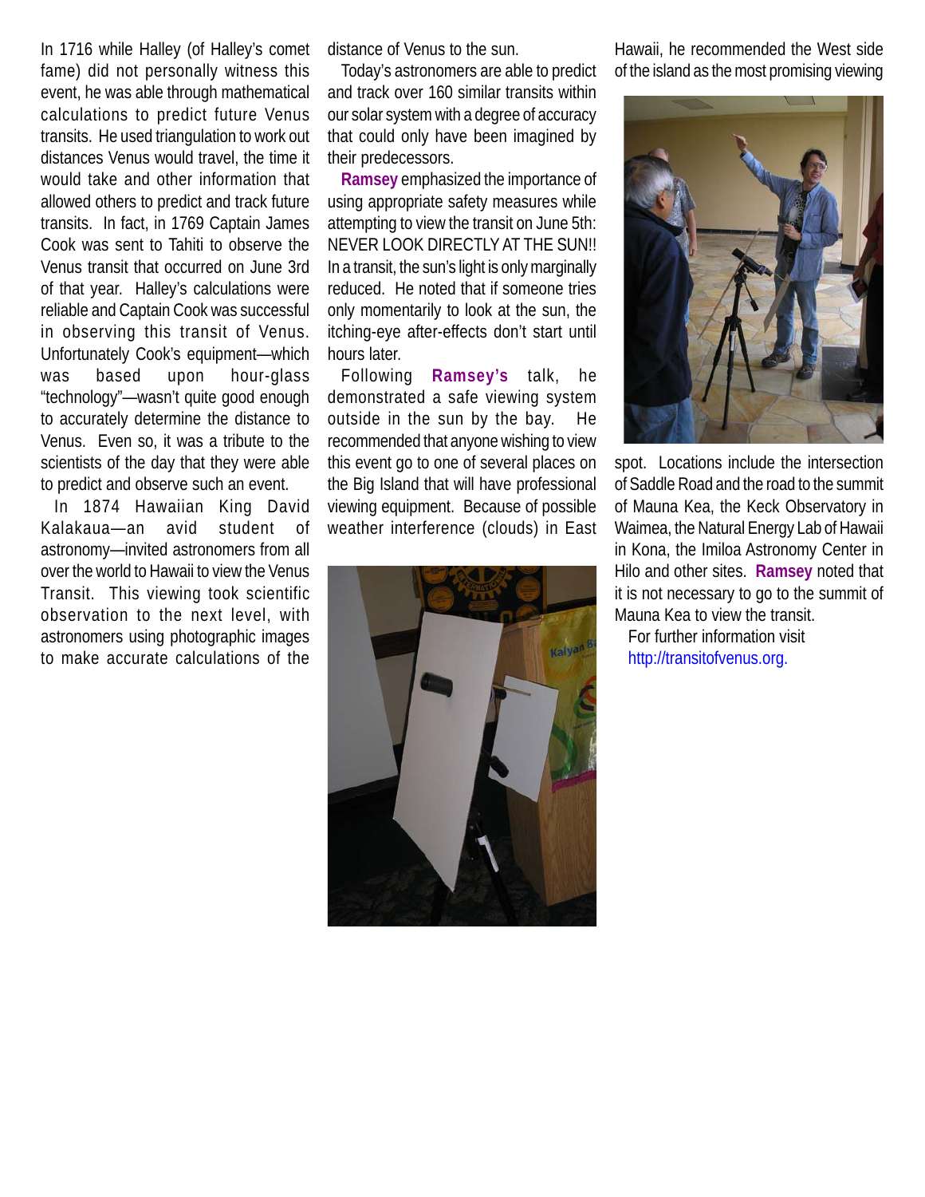In 1716 while Halley (of Halley's comet fame) did not personally witness this event, he was able through mathematical calculations to predict future Venus transits. He used triangulation to work out distances Venus would travel, the time it would take and other information that allowed others to predict and track future transits. In fact, in 1769 Captain James Cook was sent to Tahiti to observe the Venus transit that occurred on June 3rd of that year. Halley's calculations were reliable and Captain Cook was successful in observing this transit of Venus. Unfortunately Cook's equipment—which was based upon hour-glass "technology"—wasn't quite good enough to accurately determine the distance to Venus. Even so, it was a tribute to the scientists of the day that they were able to predict and observe such an event.

In 1874 Hawaiian King David Kalakaua—an avid student of astronomy—invited astronomers from all over the world to Hawaii to view the Venus Transit. This viewing took scientific observation to the next level, with astronomers using photographic images to make accurate calculations of the distance of Venus to the sun.

Today's astronomers are able to predict and track over 160 similar transits within our solar system with a degree of accuracy that could only have been imagined by their predecessors.

**Ramsey** emphasized the importance of using appropriate safety measures while attempting to view the transit on June 5th: NEVER LOOK DIRECTLY AT THE SUN!! In a transit, the sun's light is only marginally reduced. He noted that if someone tries only momentarily to look at the sun, the itching-eye after-effects don't start until hours later.

Following **Ramsey's** talk, he demonstrated a safe viewing system outside in the sun by the bay. He recommended that anyone wishing to view this event go to one of several places on the Big Island that will have professional viewing equipment. Because of possible weather interference (clouds) in East Hawaii, he recommended the West side of the island as the most promising viewing spot. Locations include the intersection of Saddle Road and the road to the summit of Mauna Kea, the Keck Observatory in Waimea, the Natural Energy Lab of Hawaii in Kona, the Imiloa Astronomy Center in Hilo and other sites. **Ramsey** noted that it is not necessary to go to the summit of Mauna Kea to view the transit.

For further information visit http://transitofvenus.org.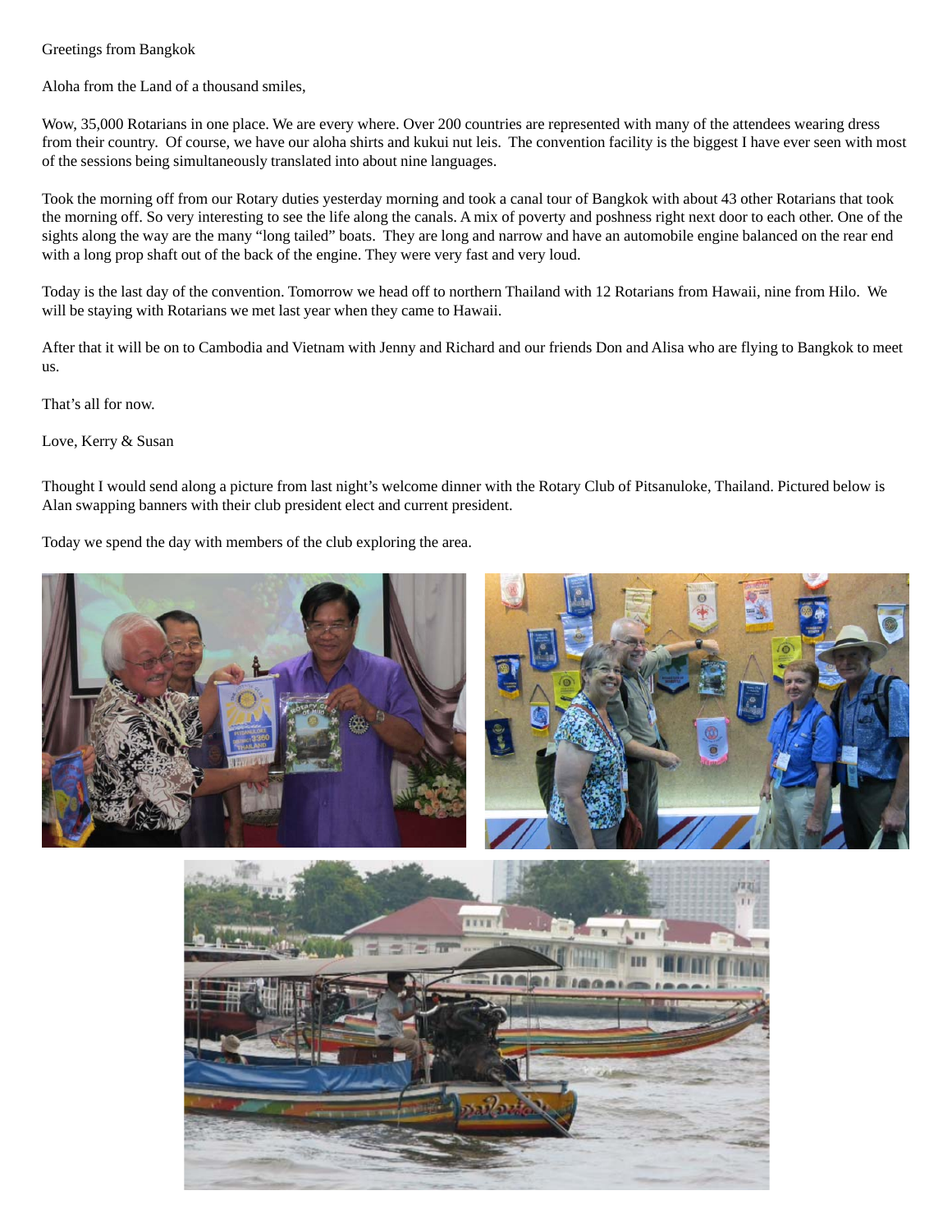Greetings from Bangkok

Aloha from the Land of a thousand smiles,

Wow, 35,000 Rotarians in one place. We are every where. Over 200 countries are represented with many of the attendees wearing dress from their country. Of course, we have our aloha shirts and kukui nut leis. The convention facility is the biggest I have ever seen with most of the sessions being simultaneously translated into about nine languages.

Took the morning off from our Rotary duties yesterday morning and took a canal tour of Bangkok with about 43 other Rotarians that took the morning off. So very interesting to see the life along the canals. A mix of poverty and poshness right next door to each other. One of the sights along the way are the many "long tailed" boats. They are long and narrow and have an automobile engine balanced on the rear end with a long prop shaft out of the back of the engine. They were very fast and very loud.

Today is the last day of the convention. Tomorrow we head off to northern Thailand with 12 Rotarians from Hawaii, nine from Hilo. We will be staying with Rotarians we met last year when they came to Hawaii.

After that it will be on to Cambodia and Vietnam with Jenny and Richard and our friends Don and Alisa who are flying to Bangkok to meet us.

That's all for now.

Love, Kerry & Susan

Thought I would send along a picture from last night's welcome dinner with the Rotary Club of Pitsanuloke, Thailand. Pictured below is Alan swapping banners with their club president elect and current president.

Today we spend the day with members of the club exploring the area.